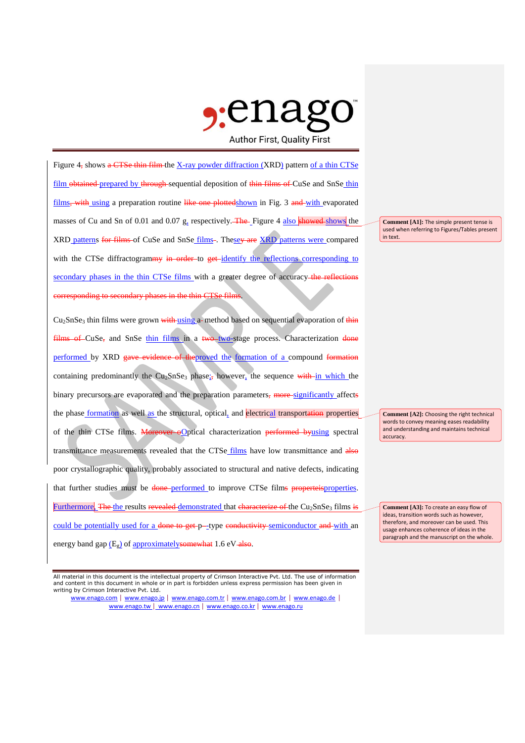Figure 4~~,~~ shows ~~a CTSe thin film~~ the X-ray powder diffraction (XRD) pattern of a thin CTSe film ~~obtained~~ prepared by ~~through~~ sequential deposition of ~~thin films of~~ CuSe and SnSe thin films~~, with~~ using a preparation routine ~~like one plotted~~shown in Fig. 3 ~~and~~ with evaporated masses of Cu and Sn of 0.01 and 0.07 g, respectively. ~~The~~ Figure 4 also ~~showed~~ shows the XRD patterns ~~for films~~ of CuSe and SnSe films~~.~~. These~~y are~~ XRD patterns were compared with the CTSe diffractogram~~my~~ ~~in order~~ to ~~get~~ identify the reflections corresponding to secondary phases in the thin CTSe films with a greater degree of accuracy ~~the reflections corresponding to secondary phases in the thin CTSe films~~.

$Cu_2SnSe_3$ thin films were grown ~~with~~ using a~~-~~ method based on sequential evaporation of ~~thin films of~~ CuSe~~,~~ and SnSe thin films in a ~~two~~ two-stage process. Characterization ~~done~~ performed by XRD ~~gave evidence of the~~proved the formation of a compound ~~formation~~ containing predominantly the $Cu_2SnSe_3$ phase;~~,~~ however, the sequence ~~with~~ in which the binary precursors are evaporated and the preparation parameters~~,~~ ~~more~~ significantly affects the phase formation as well as the structural, optical, and electrical transport~~ation~~ properties of the thin CTSe films. ~~Moreover o~~Optical characterization ~~performed by~~using spectral transmittance measurements revealed that the CTSe films have low transmittance and ~~also~~ poor crystallographic quality, probably associated to structural and native defects, indicating that further studies must be ~~done~~ performed to improve CTSe films ~~properteis~~properties. Furthermore, ~~The~~ the results ~~revealed~~ demonstrated that ~~characterize of~~ the $Cu_2SnSe_3$ films ~~is~~ could be potentially used for a ~~done to get~~ p-type ~~conductivity~~ semiconductor ~~and~~ with an energy band gap ($E_g$) of approximately~~somewhat~~ 1.6 eV~~ also~~.

**Comment [A1]:** The simple present tense is used when referring to Figures/Tables present in text.

**Comment [A2]:** Choosing the right technical words to convey meaning eases readability and understanding and maintains technical accuracy.

**Comment [A3]:** To create an easy flow of ideas, transition words such as however, therefore, and moreover can be used. This usage enhances coherence of ideas in the paragraph and the manuscript on the whole.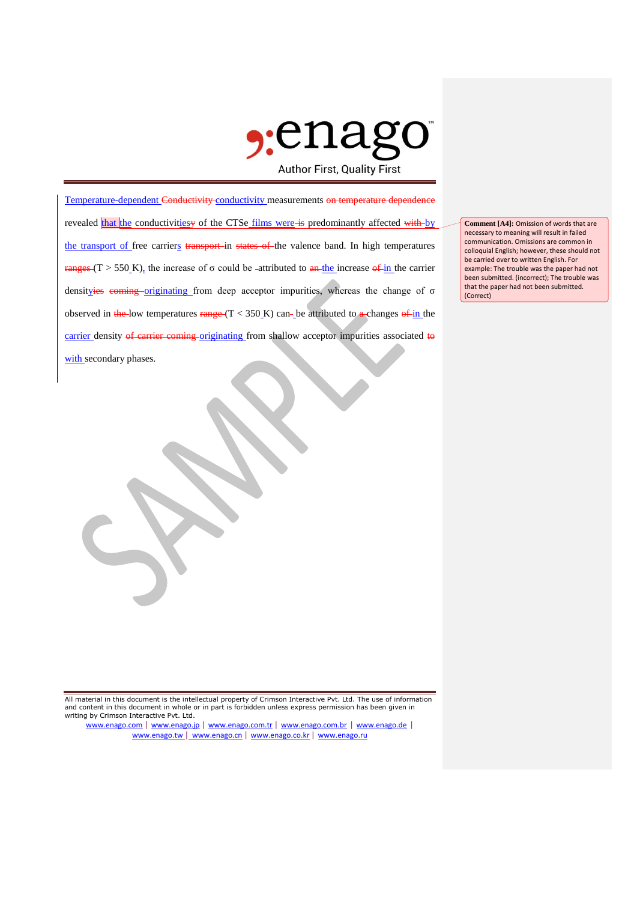Temperature-dependent ~~Conductivity~~ conductivity measurements ~~on temperature dependence~~ revealed that the conductivit~~y~~ies of the CTSe films were ~~is~~ predominantly affected ~~with~~ by the transport of free carriers ~~transport~~ in ~~states of~~ the valence band. In high temperatures ~~ranges~~ ($T > 550$ K), the increase of $\sigma$ could be attributed to ~~an~~ the increase ~~of~~ in the carrier densit~~y~~ies ~~coming~~ originating from deep acceptor impurities, whereas the change of $\sigma$ observed in ~~the~~ low temperatures ~~range~~ ($T < 350$ K) can be attributed to ~~a~~ changes ~~of~~ in the carrier density ~~of carrier coming~~ originating from shallow acceptor impurities associated ~~to~~ with secondary phases.

**Comment [A4]:** Omission of words that are necessary to meaning will result in failed communication. Omissions are common in colloquial English; however, these should not be carried over to written English. For example: The trouble was the paper had not been submitted. (incorrect); The trouble was that the paper had not been submitted. (Correct)